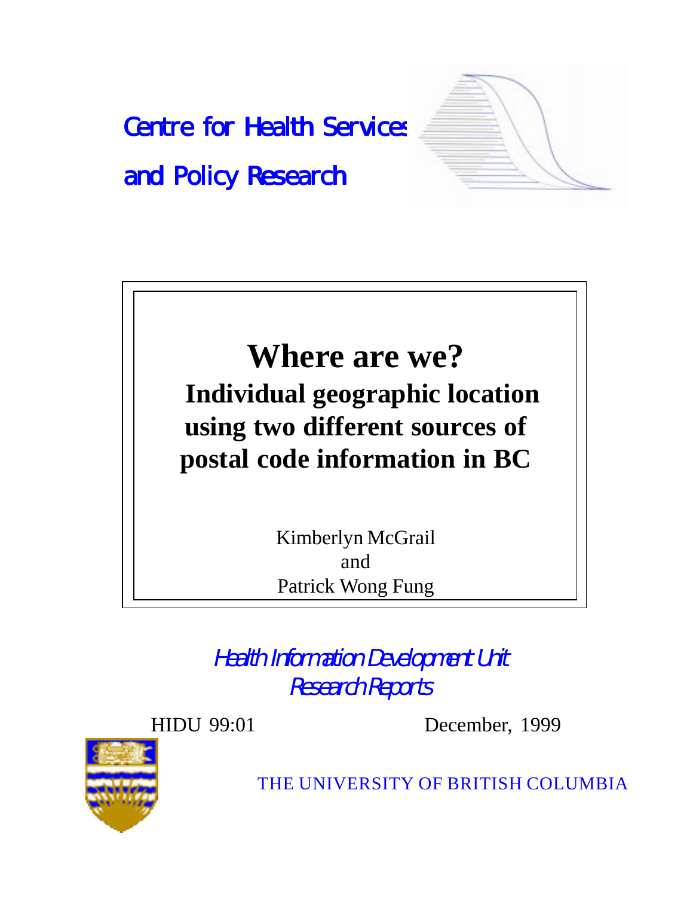Centre for Health Services

and Policy Research

# Where are we?

## Individual geographic location using two different sources of postal code information in BC

Kimberlyn McGrail
and
Patrick Wong Fung

*Health Information Development Unit*
*Research Reports*

HIDU 99:01

December, 1999

THE UNIVERSITY OF BRITISH COLUMBIA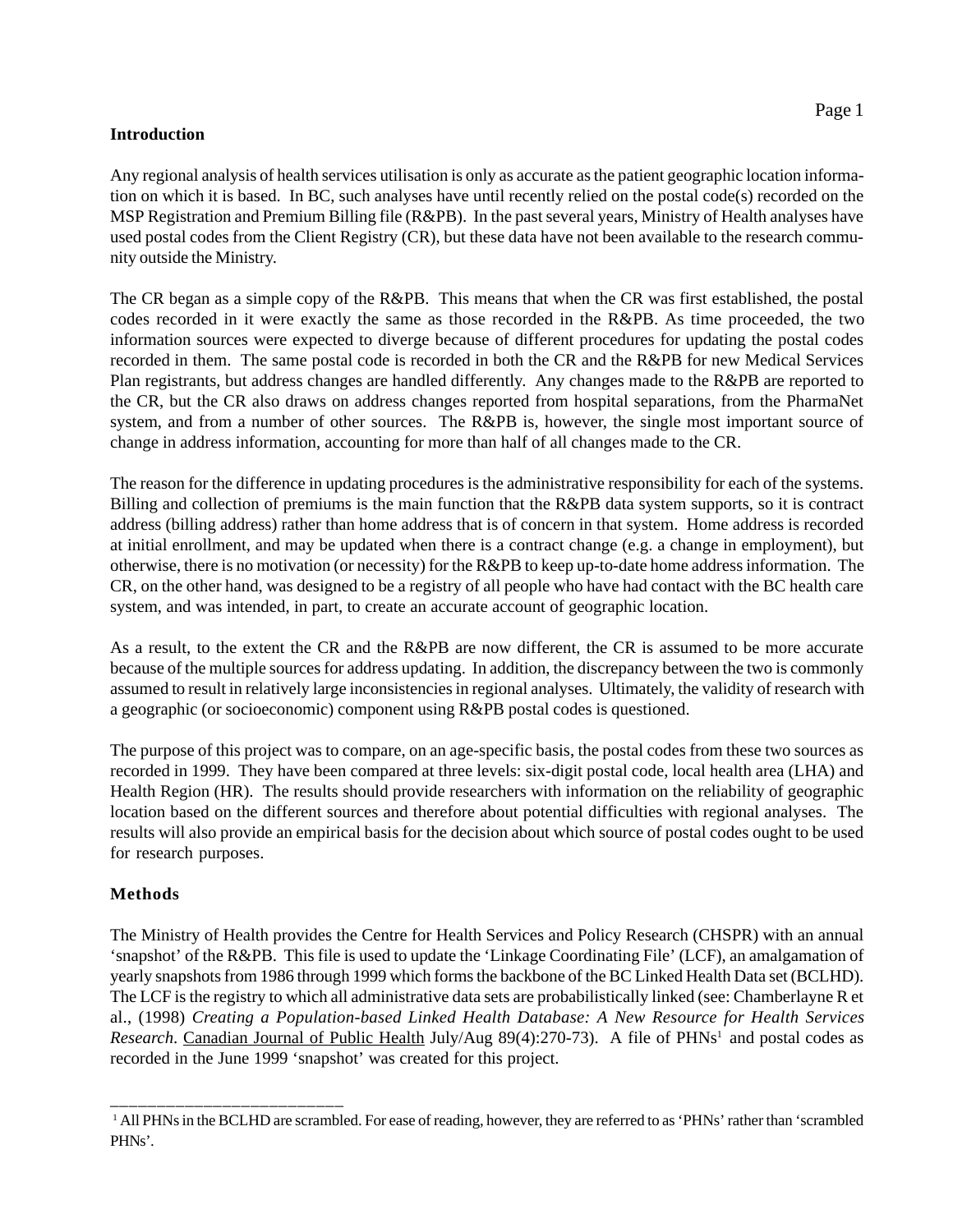## Introduction

Any regional analysis of health services utilisation is only as accurate as the patient geographic location information on which it is based. In BC, such analyses have until recently relied on the postal code(s) recorded on the MSP Registration and Premium Billing file (R&PB). In the past several years, Ministry of Health analyses have used postal codes from the Client Registry (CR), but these data have not been available to the research community outside the Ministry.

The CR began as a simple copy of the R&PB. This means that when the CR was first established, the postal codes recorded in it were exactly the same as those recorded in the R&PB. As time proceeded, the two information sources were expected to diverge because of different procedures for updating the postal codes recorded in them. The same postal code is recorded in both the CR and the R&PB for new Medical Services Plan registrants, but address changes are handled differently. Any changes made to the R&PB are reported to the CR, but the CR also draws on address changes reported from hospital separations, from the PharmaNet system, and from a number of other sources. The R&PB is, however, the single most important source of change in address information, accounting for more than half of all changes made to the CR.

The reason for the difference in updating procedures is the administrative responsibility for each of the systems. Billing and collection of premiums is the main function that the R&PB data system supports, so it is contract address (billing address) rather than home address that is of concern in that system. Home address is recorded at initial enrollment, and may be updated when there is a contract change (e.g. a change in employment), but otherwise, there is no motivation (or necessity) for the R&PB to keep up-to-date home address information. The CR, on the other hand, was designed to be a registry of all people who have had contact with the BC health care system, and was intended, in part, to create an accurate account of geographic location.

As a result, to the extent the CR and the R&PB are now different, the CR is assumed to be more accurate because of the multiple sources for address updating. In addition, the discrepancy between the two is commonly assumed to result in relatively large inconsistencies in regional analyses. Ultimately, the validity of research with a geographic (or socioeconomic) component using R&PB postal codes is questioned.

The purpose of this project was to compare, on an age-specific basis, the postal codes from these two sources as recorded in 1999. They have been compared at three levels: six-digit postal code, local health area (LHA) and Health Region (HR). The results should provide researchers with information on the reliability of geographic location based on the different sources and therefore about potential difficulties with regional analyses. The results will also provide an empirical basis for the decision about which source of postal codes ought to be used for research purposes.

## Methods

The Ministry of Health provides the Centre for Health Services and Policy Research (CHSPR) with an annual 'snapshot' of the R&PB. This file is used to update the 'Linkage Coordinating File' (LCF), an amalgamation of yearly snapshots from 1986 through 1999 which forms the backbone of the BC Linked Health Data set (BCLHD). The LCF is the registry to which all administrative data sets are probabilistically linked (see: Chamberlayne R et al., (1998) *Creating a Population-based Linked Health Database: A New Resource for Health Services Research*. Canadian Journal of Public Health July/Aug 89(4):270-73). A file of PHNs[1] and postal codes as recorded in the June 1999 'snapshot' was created for this project.

---

[1] All PHNs in the BCLHD are scrambled. For ease of reading, however, they are referred to as 'PHNs' rather than 'scrambled PHNs'.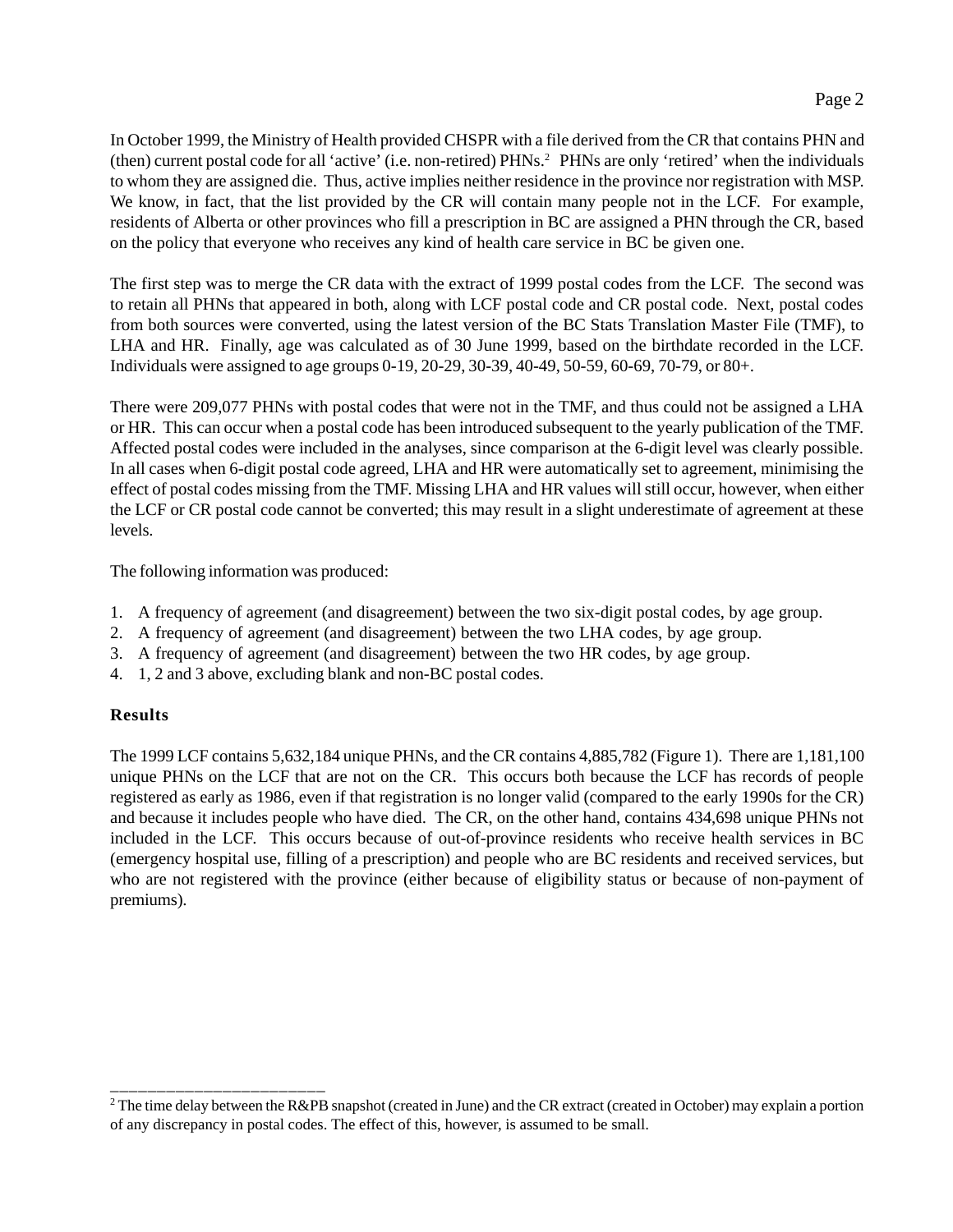In October 1999, the Ministry of Health provided CHSPR with a file derived from the CR that contains PHN and (then) current postal code for all 'active' (i.e. non-retired) PHNs.[2] PHNs are only 'retired' when the individuals to whom they are assigned die. Thus, active implies neither residence in the province nor registration with MSP. We know, in fact, that the list provided by the CR will contain many people not in the LCF. For example, residents of Alberta or other provinces who fill a prescription in BC are assigned a PHN through the CR, based on the policy that everyone who receives any kind of health care service in BC be given one.

The first step was to merge the CR data with the extract of 1999 postal codes from the LCF. The second was to retain all PHNs that appeared in both, along with LCF postal code and CR postal code. Next, postal codes from both sources were converted, using the latest version of the BC Stats Translation Master File (TMF), to LHA and HR. Finally, age was calculated as of 30 June 1999, based on the birthdate recorded in the LCF. Individuals were assigned to age groups 0-19, 20-29, 30-39, 40-49, 50-59, 60-69, 70-79, or 80+.

There were 209,077 PHNs with postal codes that were not in the TMF, and thus could not be assigned a LHA or HR. This can occur when a postal code has been introduced subsequent to the yearly publication of the TMF. Affected postal codes were included in the analyses, since comparison at the 6-digit level was clearly possible. In all cases when 6-digit postal code agreed, LHA and HR were automatically set to agreement, minimising the effect of postal codes missing from the TMF. Missing LHA and HR values will still occur, however, when either the LCF or CR postal code cannot be converted; this may result in a slight underestimate of agreement at these levels.

The following information was produced:

1. A frequency of agreement (and disagreement) between the two six-digit postal codes, by age group.
2. A frequency of agreement (and disagreement) between the two LHA codes, by age group.
3. A frequency of agreement (and disagreement) between the two HR codes, by age group.
4. 1, 2 and 3 above, excluding blank and non-BC postal codes.

**Results**

The 1999 LCF contains 5,632,184 unique PHNs, and the CR contains 4,885,782 (Figure 1). There are 1,181,100 unique PHNs on the LCF that are not on the CR. This occurs both because the LCF has records of people registered as early as 1986, even if that registration is no longer valid (compared to the early 1990s for the CR) and because it includes people who have died. The CR, on the other hand, contains 434,698 unique PHNs not included in the LCF. This occurs because of out-of-province residents who receive health services in BC (emergency hospital use, filling of a prescription) and people who are BC residents and received services, but who are not registered with the province (either because of eligibility status or because of non-payment of premiums).

---

[2] The time delay between the R&PB snapshot (created in June) and the CR extract (created in October) may explain a portion of any discrepancy in postal codes. The effect of this, however, is assumed to be small.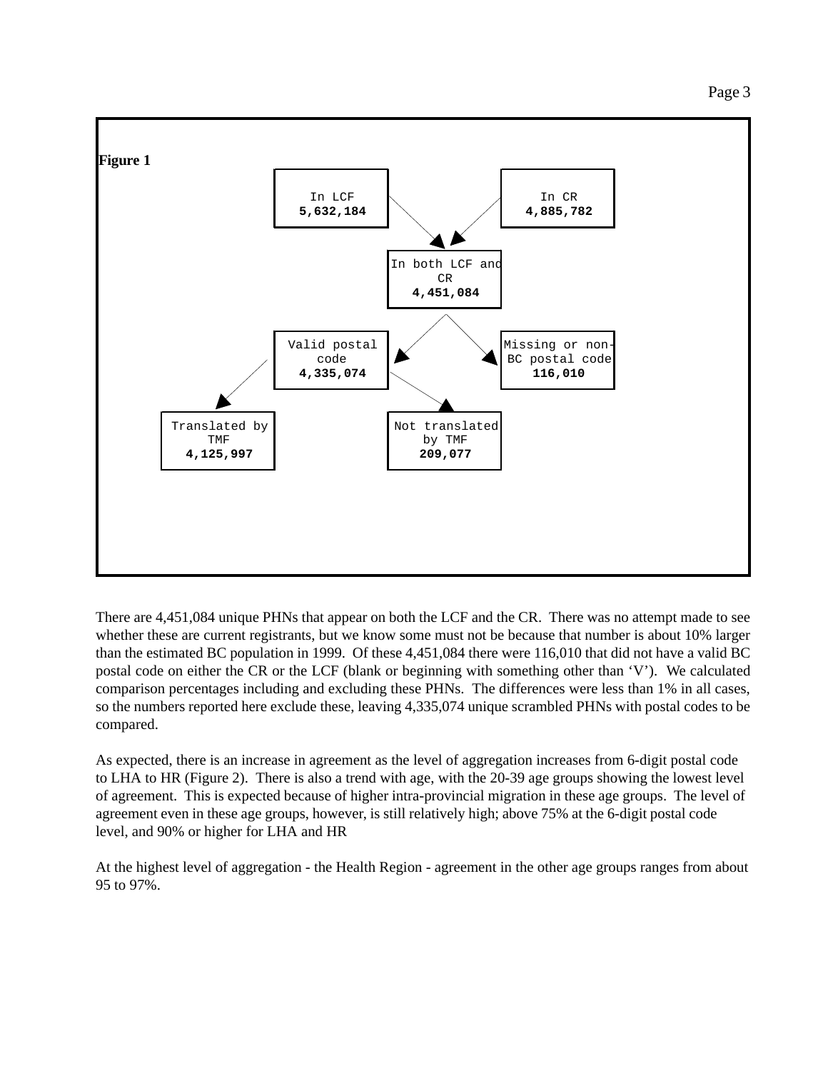**Figure 1**

In LCF
**5,632,184**

In CR
**4,885,782**

In both LCF and CR
**4,451,084**

Valid postal code
**4,335,074**

Missing or non-BC postal code
**116,010**

Translated by TMF
**4,125,997**

Not translated by TMF
**209,077**

There are 4,451,084 unique PHNs that appear on both the LCF and the CR. There was no attempt made to see whether these are current registrants, but we know some must not be because that number is about 10% larger than the estimated BC population in 1999. Of these 4,451,084 there were 116,010 that did not have a valid BC postal code on either the CR or the LCF (blank or beginning with something other than 'V'). We calculated comparison percentages including and excluding these PHNs. The differences were less than 1% in all cases, so the numbers reported here exclude these, leaving 4,335,074 unique scrambled PHNs with postal codes to be compared.

As expected, there is an increase in agreement as the level of aggregation increases from 6-digit postal code to LHA to HR (Figure 2). There is also a trend with age, with the 20-39 age groups showing the lowest level of agreement. This is expected because of higher intra-provincial migration in these age groups. The level of agreement even in these age groups, however, is still relatively high; above 75% at the 6-digit postal code level, and 90% or higher for LHA and HR

At the highest level of aggregation - the Health Region - agreement in the other age groups ranges from about 95 to 97%.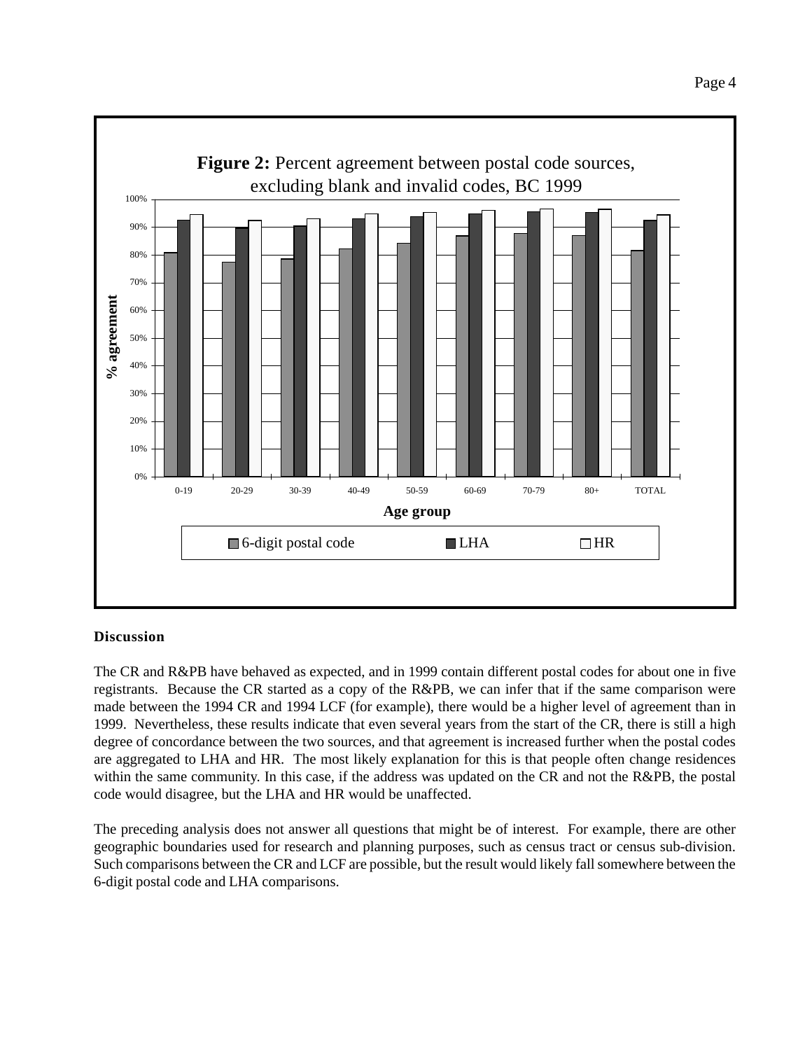**Figure 2:** Percent agreement between postal code sources, excluding blank and invalid codes, BC 1999

## Discussion

The CR and R&PB have behaved as expected, and in 1999 contain different postal codes for about one in five registrants. Because the CR started as a copy of the R&PB, we can infer that if the same comparison were made between the 1994 CR and 1994 LCF (for example), there would be a higher level of agreement than in 1999. Nevertheless, these results indicate that even several years from the start of the CR, there is still a high degree of concordance between the two sources, and that agreement is increased further when the postal codes are aggregated to LHA and HR. The most likely explanation for this is that people often change residences within the same community. In this case, if the address was updated on the CR and not the R&PB, the postal code would disagree, but the LHA and HR would be unaffected.

The preceding analysis does not answer all questions that might be of interest. For example, there are other geographic boundaries used for research and planning purposes, such as census tract or census sub-division. Such comparisons between the CR and LCF are possible, but the result would likely fall somewhere between the 6-digit postal code and LHA comparisons.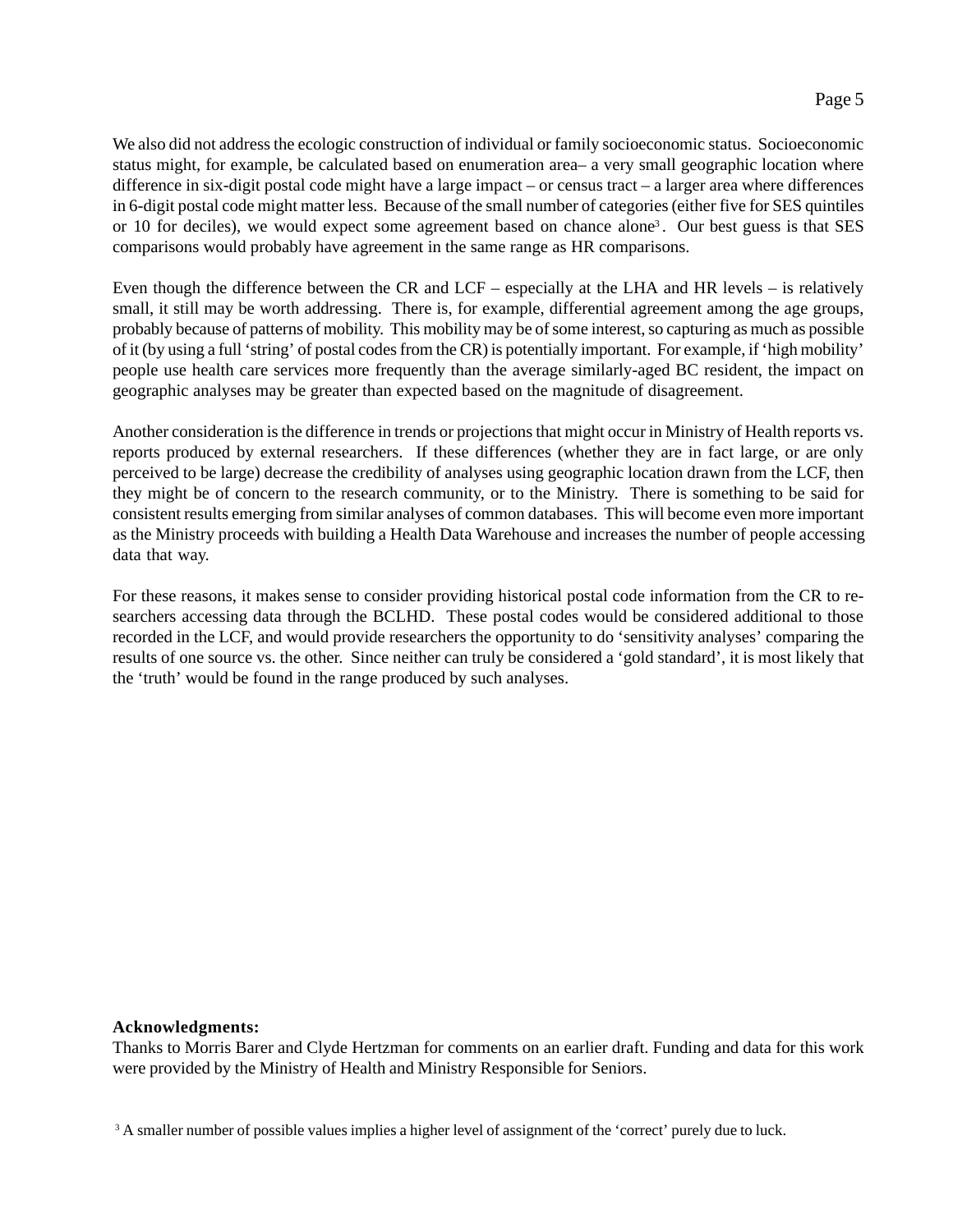We also did not address the ecologic construction of individual or family socioeconomic status. Socioeconomic status might, for example, be calculated based on enumeration area– a very small geographic location where difference in six-digit postal code might have a large impact – or census tract – a larger area where differences in 6-digit postal code might matter less. Because of the small number of categories (either five for SES quintiles or 10 for deciles), we would expect some agreement based on chance alone[3]. Our best guess is that SES comparisons would probably have agreement in the same range as HR comparisons.

Even though the difference between the CR and LCF – especially at the LHA and HR levels – is relatively small, it still may be worth addressing. There is, for example, differential agreement among the age groups, probably because of patterns of mobility. This mobility may be of some interest, so capturing as much as possible of it (by using a full 'string' of postal codes from the CR) is potentially important. For example, if 'high mobility' people use health care services more frequently than the average similarly-aged BC resident, the impact on geographic analyses may be greater than expected based on the magnitude of disagreement.

Another consideration is the difference in trends or projections that might occur in Ministry of Health reports vs. reports produced by external researchers. If these differences (whether they are in fact large, or are only perceived to be large) decrease the credibility of analyses using geographic location drawn from the LCF, then they might be of concern to the research community, or to the Ministry. There is something to be said for consistent results emerging from similar analyses of common databases. This will become even more important as the Ministry proceeds with building a Health Data Warehouse and increases the number of people accessing data that way.

For these reasons, it makes sense to consider providing historical postal code information from the CR to researchers accessing data through the BCLHD. These postal codes would be considered additional to those recorded in the LCF, and would provide researchers the opportunity to do 'sensitivity analyses' comparing the results of one source vs. the other. Since neither can truly be considered a 'gold standard', it is most likely that the 'truth' would be found in the range produced by such analyses.

**Acknowledgments:**
Thanks to Morris Barer and Clyde Hertzman for comments on an earlier draft. Funding and data for this work were provided by the Ministry of Health and Ministry Responsible for Seniors.

[3] A smaller number of possible values implies a higher level of assignment of the 'correct' purely due to luck.